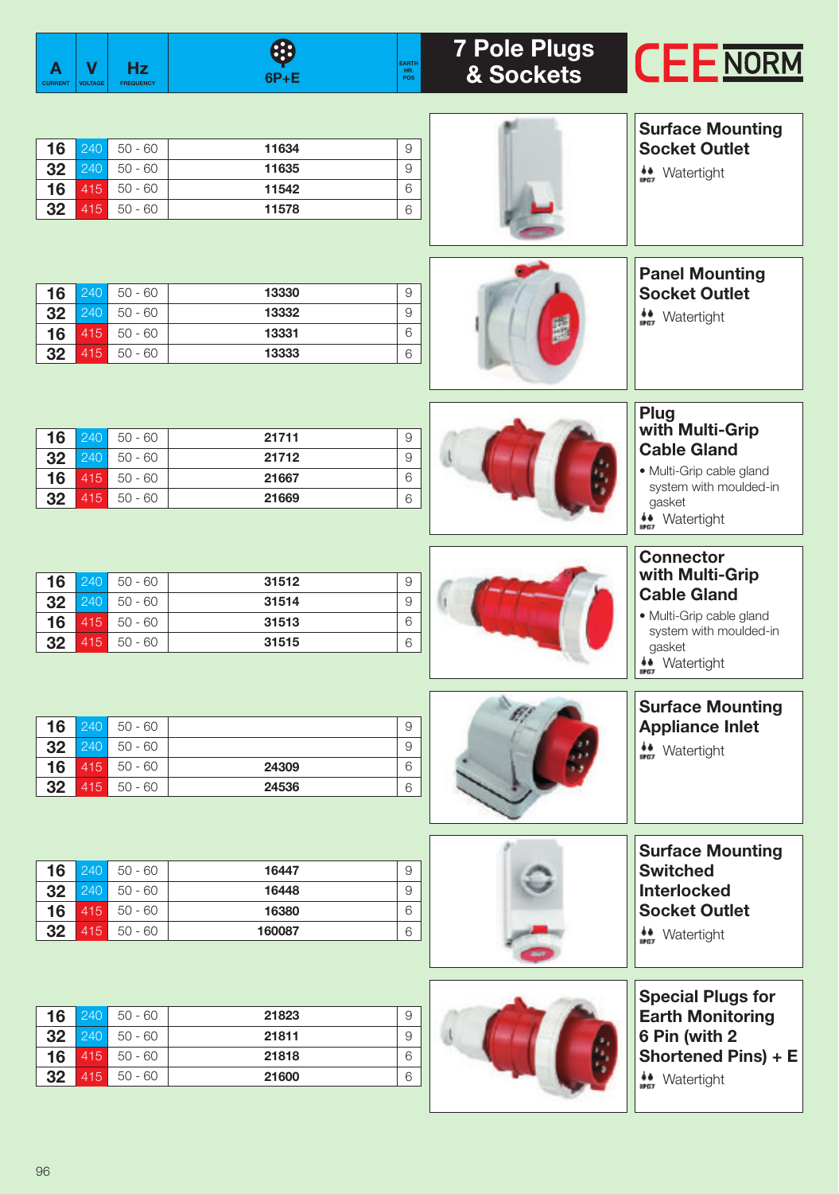# 7 Pole Plugs & Sockets

CEE NORM

| A CURRENT | V VOLTAGE | Hz FREQUENCY | 6P+E | EARTH HR. POS |
|---|---|---|---|---|

## Surface Mounting Socket Outlet

Watertight

| A | V | Hz | 6P+E | Earth Hr. Pos |
|---|---|---|---|---|
| 16 | 240 | 50 - 60 | 11634 | 9 |
| 32 | 240 | 50 - 60 | 11635 | 9 |
| 16 | 415 | 50 - 60 | 11542 | 6 |
| 32 | 415 | 50 - 60 | 11578 | 6 |

## Panel Mounting Socket Outlet

Watertight

| A | V | Hz | 6P+E | Earth Hr. Pos |
|---|---|---|---|---|
| 16 | 240 | 50 - 60 | 13330 | 9 |
| 32 | 240 | 50 - 60 | 13332 | 9 |
| 16 | 415 | 50 - 60 | 13331 | 6 |
| 32 | 415 | 50 - 60 | 13333 | 6 |

## Plug with Multi-Grip Cable Gland

- Multi-Grip cable gland system with moulded-in gasket

Watertight

| A | V | Hz | 6P+E | Earth Hr. Pos |
|---|---|---|---|---|
| 16 | 240 | 50 - 60 | 21711 | 9 |
| 32 | 240 | 50 - 60 | 21712 | 9 |
| 16 | 415 | 50 - 60 | 21667 | 6 |
| 32 | 415 | 50 - 60 | 21669 | 6 |

## Connector with Multi-Grip Cable Gland

- Multi-Grip cable gland system with moulded-in gasket

Watertight

| A | V | Hz | 6P+E | Earth Hr. Pos |
|---|---|---|---|---|
| 16 | 240 | 50 - 60 | 31512 | 9 |
| 32 | 240 | 50 - 60 | 31514 | 9 |
| 16 | 415 | 50 - 60 | 31513 | 6 |
| 32 | 415 | 50 - 60 | 31515 | 6 |

## Surface Mounting Appliance Inlet

Watertight

| A | V | Hz | 6P+E | Earth Hr. Pos |
|---|---|---|---|---|
| 16 | 240 | 50 - 60 | | 9 |
| 32 | 240 | 50 - 60 | | 9 |
| 16 | 415 | 50 - 60 | 24309 | 6 |
| 32 | 415 | 50 - 60 | 24536 | 6 |

## Surface Mounting Switched Interlocked Socket Outlet

Watertight

| A | V | Hz | 6P+E | Earth Hr. Pos |
|---|---|---|---|---|
| 16 | 240 | 50 - 60 | 16447 | 9 |
| 32 | 240 | 50 - 60 | 16448 | 9 |
| 16 | 415 | 50 - 60 | 16380 | 6 |
| 32 | 415 | 50 - 60 | 160087 | 6 |

## Special Plugs for Earth Monitoring 6 Pin (with 2 Shortened Pins) + E

Watertight

| A | V | Hz | 6P+E | Earth Hr. Pos |
|---|---|---|---|---|
| 16 | 240 | 50 - 60 | 21823 | 9 |
| 32 | 240 | 50 - 60 | 21811 | 9 |
| 16 | 415 | 50 - 60 | 21818 | 6 |
| 32 | 415 | 50 - 60 | 21600 | 6 |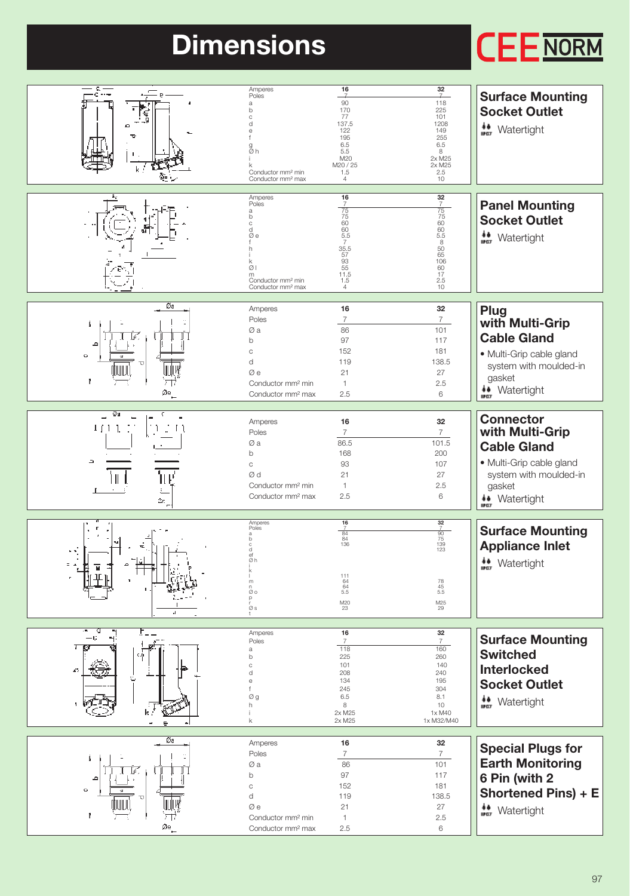# Dimensions

**CEE NORM**

## Surface Mounting Socket Outlet

Watertight

| Amperes | 16 | 32 |
|---|---|---|
| Poles | 7 | 7 |
| a | 90 | 118 |
| b | 170 | 225 |
| c | 77 | 101 |
| d | 137.5 | 1208 |
| e | 122 | 149 |
| f | 195 | 255 |
| g | 6.5 | 6.5 |
| Ø h | 5.5 | 8 |
| i | M20 | 2x M25 |
| k | M20 / 25 | 2x M25 |
| Conductor mm² min | 1.5 | 2.5 |
| Conductor mm² max | 4 | 10 |

## Panel Mounting Socket Outlet

Watertight

| Amperes | 16 | 32 |
|---|---|---|
| Poles | 7 | 7 |
| a | 75 | 75 |
| b | 75 | 75 |
| c | 60 | 60 |
| d | 60 | 60 |
| Ø e | 5.5 | 5.5 |
| f | 7 | 8 |
| h | 35.5 | 50 |
| i | 57 | 65 |
| k | 93 | 106 |
| Ø l | 55 | 60 |
| m | 11.5 | 17 |
| Conductor mm² min | 1.5 | 2.5 |
| Conductor mm² max | 4 | 10 |

## Plug with Multi-Grip Cable Gland

- Multi-Grip cable gland system with moulded-in gasket

Watertight

| Amperes | 16 | 32 |
|---|---|---|
| Poles | 7 | 7 |
| Ø a | 86 | 101 |
| b | 97 | 117 |
| c | 152 | 181 |
| d | 119 | 138.5 |
| Ø e | 21 | 27 |
| Conductor mm² min | 1 | 2.5 |
| Conductor mm² max | 2.5 | 6 |

## Connector with Multi-Grip Cable Gland

- Multi-Grip cable gland system with moulded-in gasket

Watertight

| Amperes | 16 | 32 |
|---|---|---|
| Poles | 7 | 7 |
| Ø a | 86.5 | 101.5 |
| b | 168 | 200 |
| c | 93 | 107 |
| Ø d | 21 | 27 |
| Conductor mm² min | 1 | 2.5 |
| Conductor mm² max | 2.5 | 6 |

## Surface Mounting Appliance Inlet

Watertight

| Amperes | 16 | 32 |
|---|---|---|
| Poles | 7 | 7 |
| a | 84 | 90 |
| b | 84 | 75 |
| c | 136 | 139 |
| d | | 123 |
| ef | | |
| Ø h | | |
| i | | |
| k | | |
| l | 111 | |
| m | 64 | 78 |
| n | 64 | 45 |
| Ø o | 5.5 | 5.5 |
| p | | |
| r | M20 | M25 |
| Ø s | 23 | 29 |
| t | | |

## Surface Mounting Switched Interlocked Socket Outlet

Watertight

| Amperes | 16 | 32 |
|---|---|---|
| Poles | 7 | 7 |
| a | 118 | 160 |
| b | 225 | 260 |
| c | 101 | 140 |
| d | 208 | 240 |
| e | 134 | 195 |
| f | 245 | 304 |
| Ø g | 6.5 | 8.1 |
| h | 8 | 10 |
| i | 2x M25 | 1x M40 |
| k | 2x M25 | 1x M32/M40 |

## Special Plugs for Earth Monitoring 6 Pin (with 2 Shortened Pins) + E

Watertight

| Amperes | 16 | 32 |
|---|---|---|
| Poles | 7 | 7 |
| Ø a | 86 | 101 |
| b | 97 | 117 |
| c | 152 | 181 |
| d | 119 | 138.5 |
| Ø e | 21 | 27 |
| Conductor mm² min | 1 | 2.5 |
| Conductor mm² max | 2.5 | 6 |